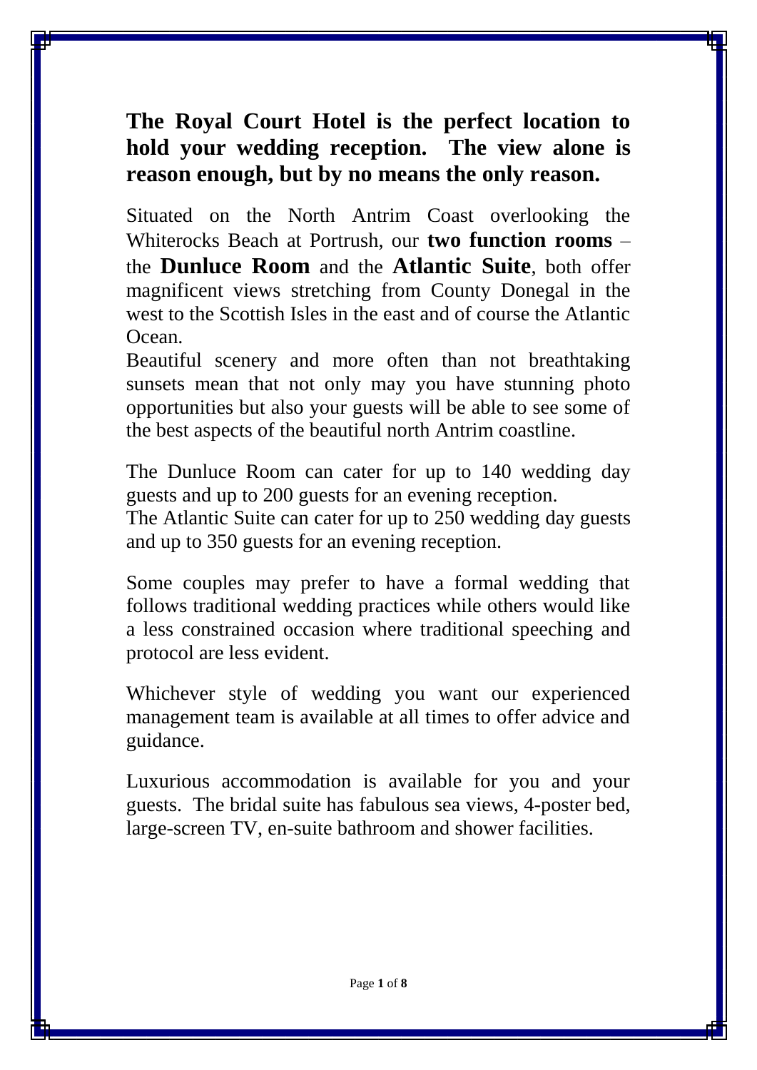**The Royal Court Hotel is the perfect location to hold your wedding reception. The view alone is reason enough, but by no means the only reason.**

Situated on the North Antrim Coast overlooking the Whiterocks Beach at Portrush, our **two function rooms** – the **Dunluce Room** and the **Atlantic Suite**, both offer magnificent views stretching from County Donegal in the west to the Scottish Isles in the east and of course the Atlantic Ocean.

Beautiful scenery and more often than not breathtaking sunsets mean that not only may you have stunning photo opportunities but also your guests will be able to see some of the best aspects of the beautiful north Antrim coastline.

The Dunluce Room can cater for up to 140 wedding day guests and up to 200 guests for an evening reception.

The Atlantic Suite can cater for up to 250 wedding day guests and up to 350 guests for an evening reception.

Some couples may prefer to have a formal wedding that follows traditional wedding practices while others would like a less constrained occasion where traditional speeching and protocol are less evident.

Whichever style of wedding you want our experienced management team is available at all times to offer advice and guidance.

Luxurious accommodation is available for you and your guests. The bridal suite has fabulous sea views, 4-poster bed, large-screen TV, en-suite bathroom and shower facilities.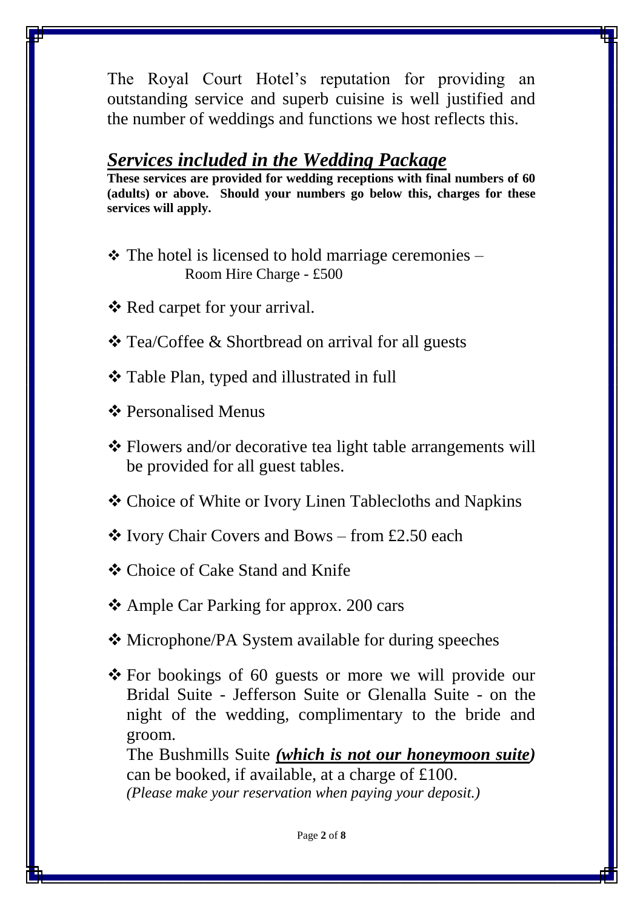The Royal Court Hotel's reputation for providing an outstanding service and superb cuisine is well justified and the number of weddings and functions we host reflects this.

## ***Services included in the Wedding Package***

**These services are provided for wedding receptions with final numbers of 60 (adults) or above. Should your numbers go below this, charges for these services will apply.**

- The hotel is licensed to hold marriage ceremonies – Room Hire Charge - £500
- Red carpet for your arrival.
- Tea/Coffee & Shortbread on arrival for all guests
- Table Plan, typed and illustrated in full
- Personalised Menus
- Flowers and/or decorative tea light table arrangements will be provided for all guest tables.
- Choice of White or Ivory Linen Tablecloths and Napkins
- Ivory Chair Covers and Bows – from £2.50 each
- Choice of Cake Stand and Knife
- Ample Car Parking for approx. 200 cars
- Microphone/PA System available for during speeches
- For bookings of 60 guests or more we will provide our Bridal Suite - Jefferson Suite or Glenalla Suite - on the night of the wedding, complimentary to the bride and groom.
  The Bushmills Suite ***(which is not our honeymoon suite)*** can be booked, if available, at a charge of £100.
  *(Please make your reservation when paying your deposit.)*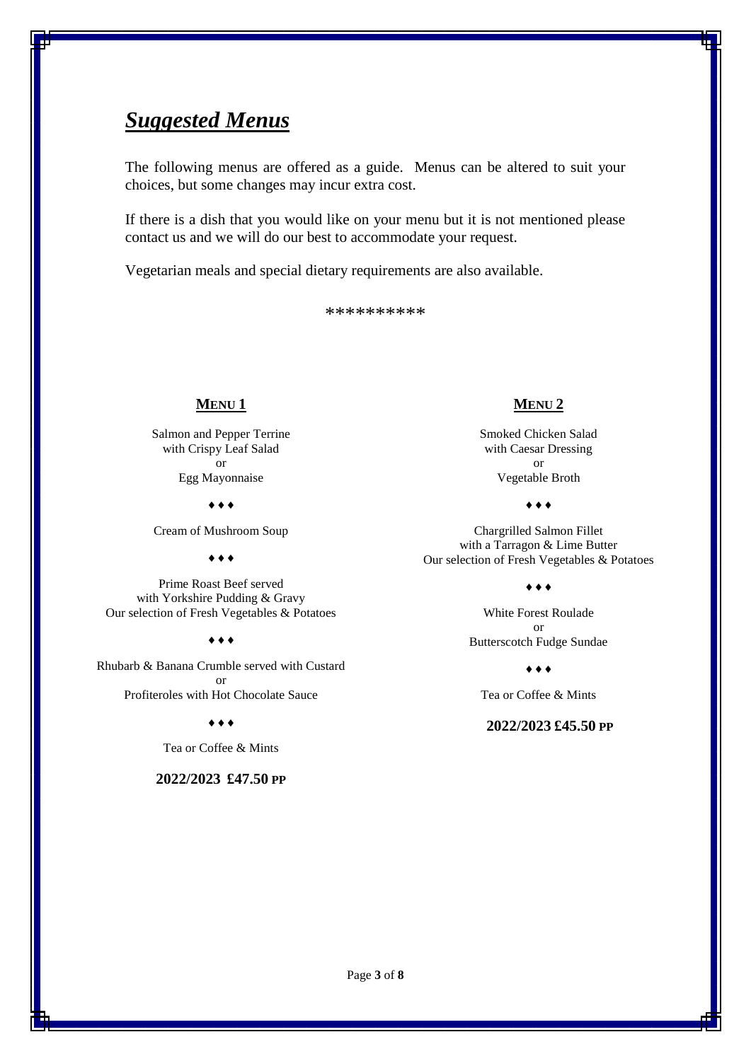## ***Suggested Menus***

The following menus are offered as a guide. Menus can be altered to suit your choices, but some changes may incur extra cost.

If there is a dish that you would like on your menu but it is not mentioned please contact us and we will do our best to accommodate your request.

Vegetarian meals and special dietary requirements are also available.

**********

### MENU 1

Salmon and Pepper Terrine
with Crispy Leaf Salad
or
Egg Mayonnaise

♦♦♦

Cream of Mushroom Soup

♦♦♦

Prime Roast Beef served
with Yorkshire Pudding & Gravy
Our selection of Fresh Vegetables & Potatoes

♦♦♦

Rhubarb & Banana Crumble served with Custard
or
Profiteroles with Hot Chocolate Sauce

♦♦♦

Tea or Coffee & Mints

**2022/2023 £47.50 PP**

### MENU 2

Smoked Chicken Salad
with Caesar Dressing
or
Vegetable Broth

♦♦♦

Chargrilled Salmon Fillet
with a Tarragon & Lime Butter
Our selection of Fresh Vegetables & Potatoes

♦♦♦

White Forest Roulade
or
Butterscotch Fudge Sundae

♦♦♦

Tea or Coffee & Mints

**2022/2023 £45.50 PP**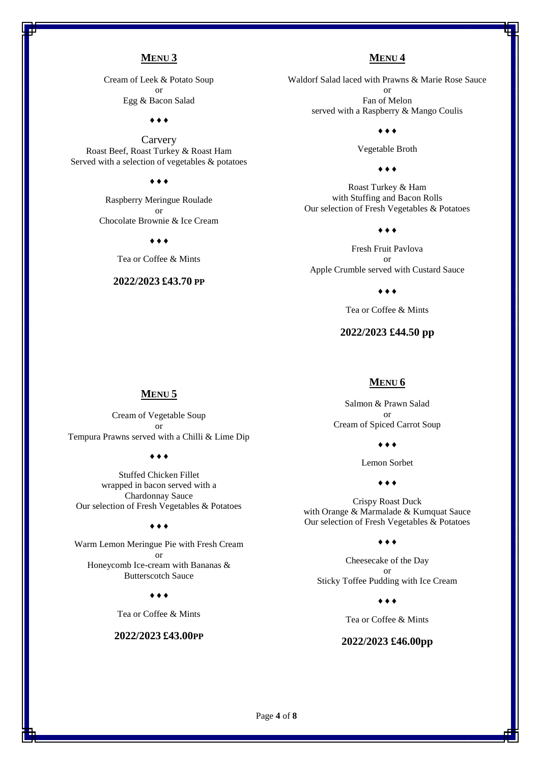## MENU 3

Cream of Leek & Potato Soup
or
Egg & Bacon Salad

♦ ♦ ♦

Carvery
Roast Beef, Roast Turkey & Roast Ham
Served with a selection of vegetables & potatoes

♦ ♦ ♦

Raspberry Meringue Roulade
or
Chocolate Brownie & Ice Cream

♦ ♦ ♦

Tea or Coffee & Mints

**2022/2023 £43.70 PP**

## MENU 4

Waldorf Salad laced with Prawns & Marie Rose Sauce
or
Fan of Melon
served with a Raspberry & Mango Coulis

♦ ♦ ♦

Vegetable Broth

♦ ♦ ♦

Roast Turkey & Ham
with Stuffing and Bacon Rolls
Our selection of Fresh Vegetables & Potatoes

♦ ♦ ♦

Fresh Fruit Pavlova
or
Apple Crumble served with Custard Sauce

♦ ♦ ♦

Tea or Coffee & Mints

**2022/2023 £44.50 pp**

## MENU 5

Cream of Vegetable Soup
or
Tempura Prawns served with a Chilli & Lime Dip

♦ ♦ ♦

Stuffed Chicken Fillet
wrapped in bacon served with a
Chardonnay Sauce
Our selection of Fresh Vegetables & Potatoes

♦ ♦ ♦

Warm Lemon Meringue Pie with Fresh Cream
or
Honeycomb Ice-cream with Bananas &
Butterscotch Sauce

♦ ♦ ♦

Tea or Coffee & Mints

**2022/2023 £43.00PP**

## MENU 6

Salmon & Prawn Salad
or
Cream of Spiced Carrot Soup

♦ ♦ ♦

Lemon Sorbet

♦ ♦ ♦

Crispy Roast Duck
with Orange & Marmalade & Kumquat Sauce
Our selection of Fresh Vegetables & Potatoes

♦ ♦ ♦

Cheesecake of the Day
or
Sticky Toffee Pudding with Ice Cream

♦ ♦ ♦

Tea or Coffee & Mints

**2022/2023 £46.00pp**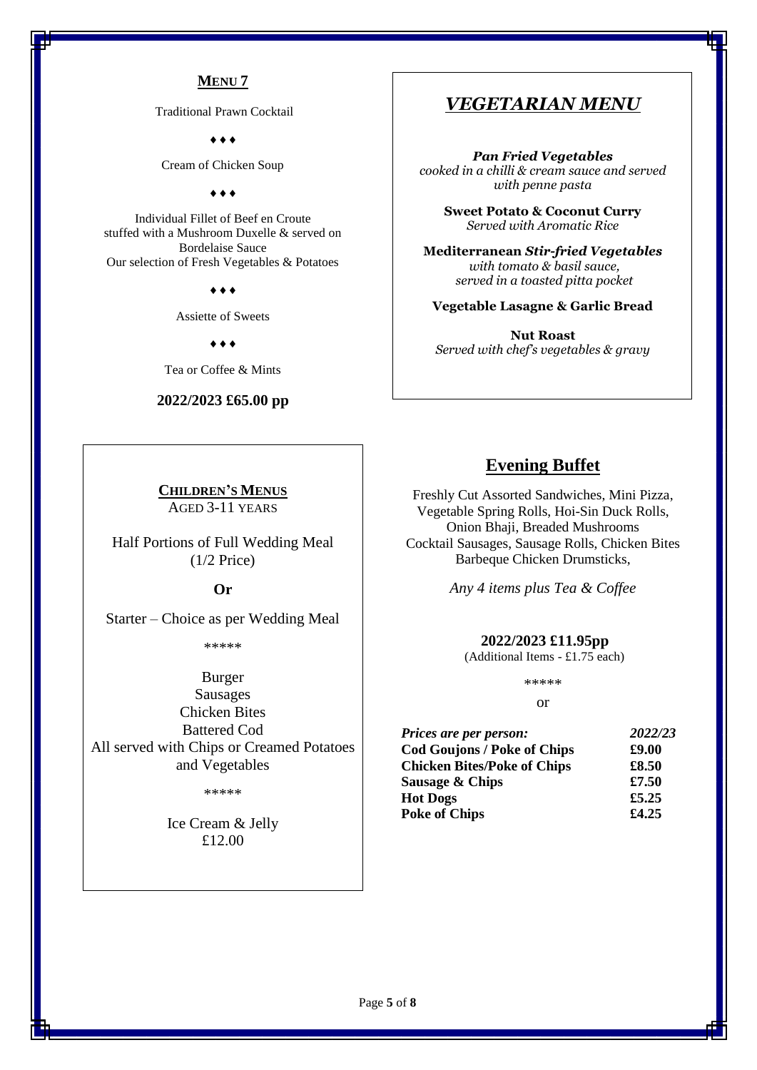## MENU 7

Traditional Prawn Cocktail

♦ ♦ ♦

Cream of Chicken Soup

♦ ♦ ♦

Individual Fillet of Beef en Croute
stuffed with a Mushroom Duxelle & served on Bordelaise Sauce
Our selection of Fresh Vegetables & Potatoes

♦ ♦ ♦

Assiette of Sweets

♦ ♦ ♦

Tea or Coffee & Mints

**2022/2023 £65.00 pp**

## *VEGETARIAN MENU*

***Pan Fried Vegetables***
*cooked in a chilli & cream sauce and served with penne pasta*

**Sweet Potato & Coconut Curry**
*Served with Aromatic Rice*

**Mediterranean *Stir-fried Vegetables***
*with tomato & basil sauce, served in a toasted pitta pocket*

**Vegetable Lasagne & Garlic Bread**

**Nut Roast**
*Served with chef's vegetables & gravy*

## CHILDREN'S MENUS

AGED 3-11 YEARS

Half Portions of Full Wedding Meal
(1/2 Price)

**Or**

Starter – Choice as per Wedding Meal

*****

Burger
Sausages
Chicken Bites
Battered Cod
All served with Chips or Creamed Potatoes and Vegetables

*****

Ice Cream & Jelly
£12.00

## Evening Buffet

Freshly Cut Assorted Sandwiches, Mini Pizza, Vegetable Spring Rolls, Hoi-Sin Duck Rolls, Onion Bhaji, Breaded Mushrooms Cocktail Sausages, Sausage Rolls, Chicken Bites Barbeque Chicken Drumsticks,

*Any 4 items plus Tea & Coffee*

**2022/2023 £11.95pp**
(Additional Items - £1.75 each)

*****

or

| *Prices are per person:* | *2022/23* |
|---|---|
| **Cod Goujons / Poke of Chips** | **£9.00** |
| **Chicken Bites/Poke of Chips** | **£8.50** |
| **Sausage & Chips** | **£7.50** |
| **Hot Dogs** | **£5.25** |
| **Poke of Chips** | **£4.25** |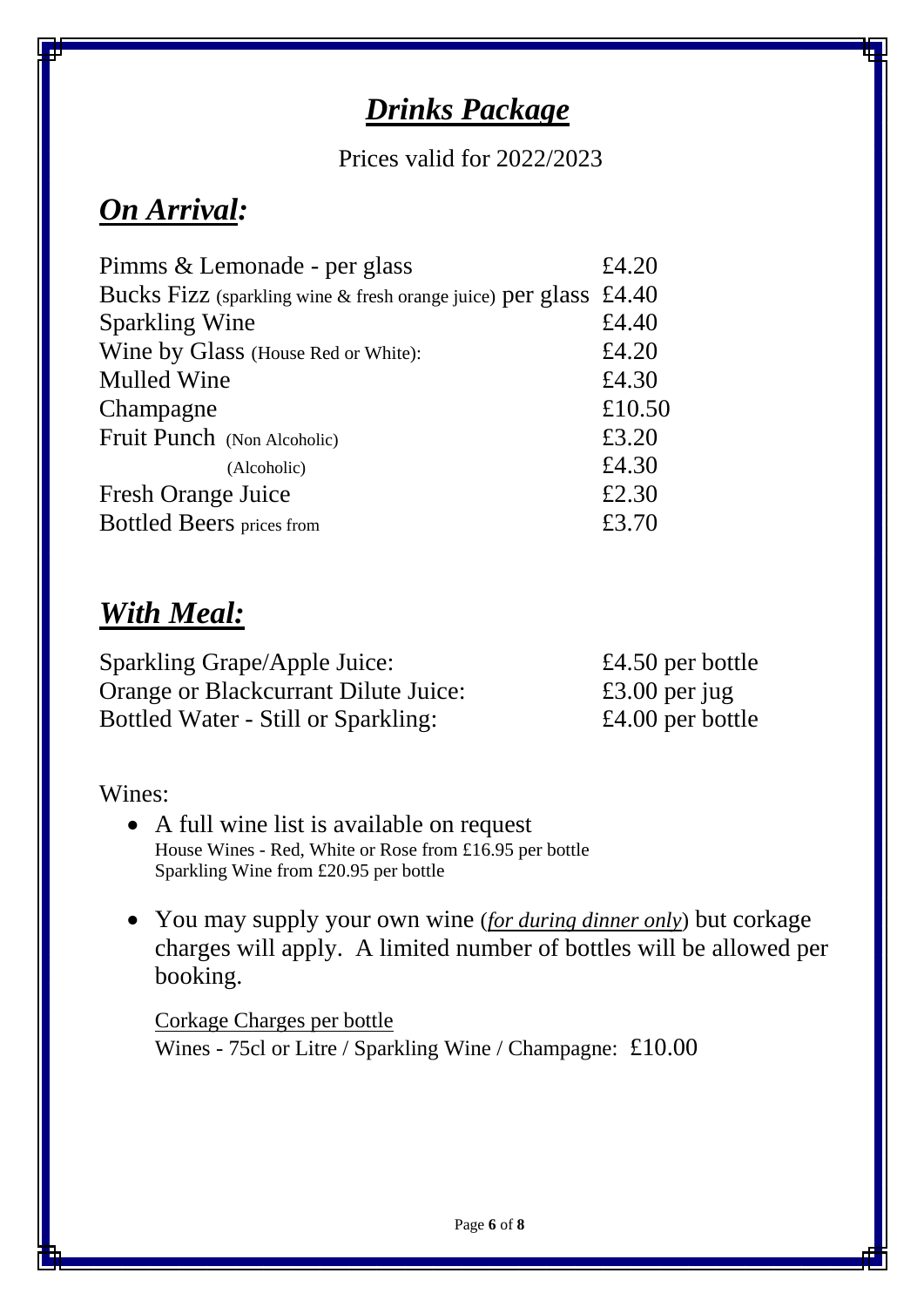# ***Drinks Package***

Prices valid for 2022/2023

## ***On Arrival:***

| | |
|---|---|
| Pimms & Lemonade - per glass | £4.20 |
| Bucks Fizz (sparkling wine & fresh orange juice) per glass | £4.40 |
| Sparkling Wine | £4.40 |
| Wine by Glass (House Red or White): | £4.20 |
| Mulled Wine | £4.30 |
| Champagne | £10.50 |
| Fruit Punch (Non Alcoholic) | £3.20 |
| (Alcoholic) | £4.30 |
| Fresh Orange Juice | £2.30 |
| Bottled Beers prices from | £3.70 |

## ***With Meal:***

| | |
|---|---|
| Sparkling Grape/Apple Juice: | £4.50 per bottle |
| Orange or Blackcurrant Dilute Juice: | £3.00 per jug |
| Bottled Water - Still or Sparkling: | £4.00 per bottle |

Wines:

- A full wine list is available on request
  House Wines - Red, White or Rose from £16.95 per bottle
  Sparkling Wine from £20.95 per bottle
- You may supply your own wine (*for during dinner only*) but corkage charges will apply. A limited number of bottles will be allowed per booking.

  Corkage Charges per bottle
  Wines - 75cl or Litre / Sparkling Wine / Champagne: £10.00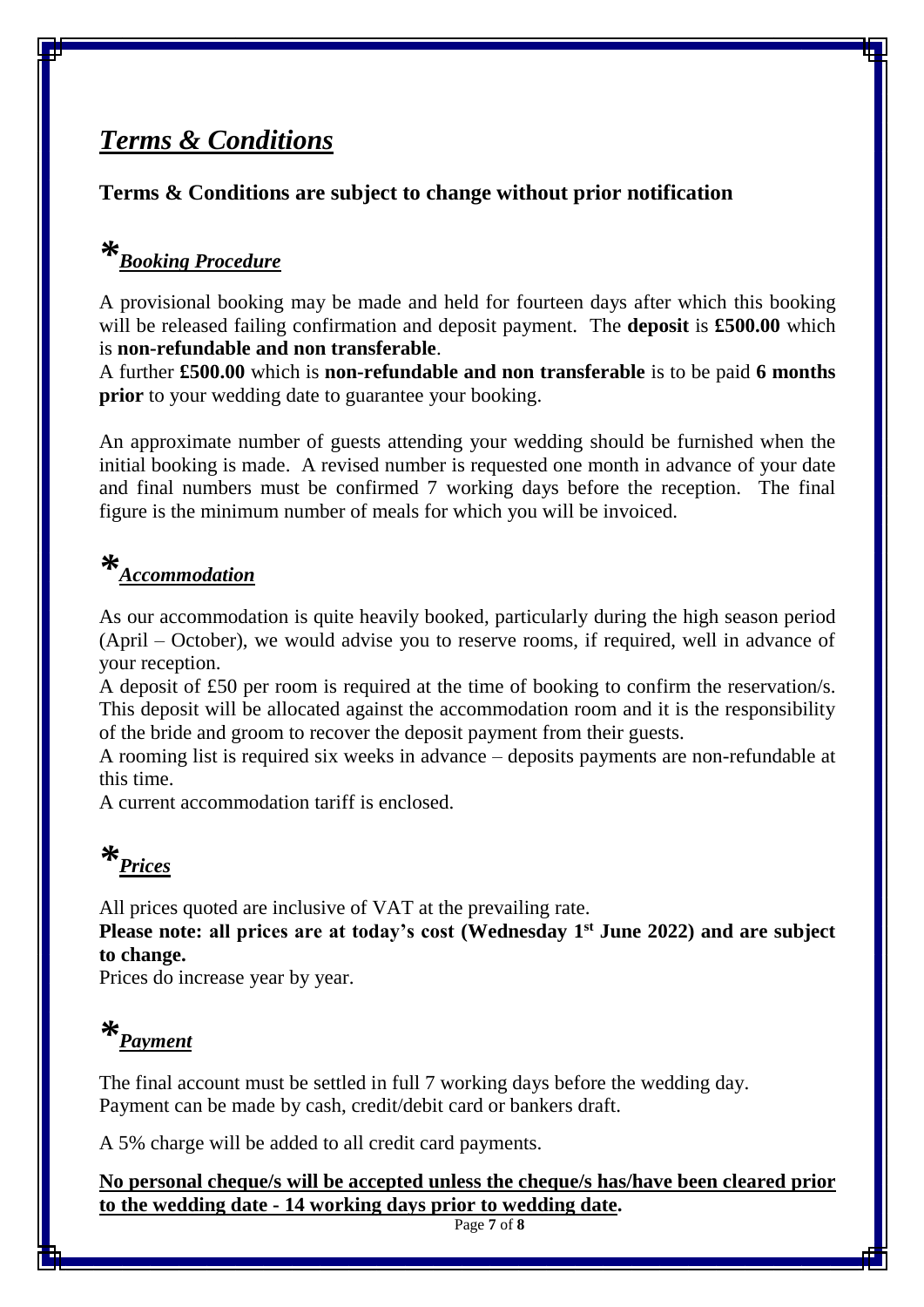# ***Terms & Conditions***

**Terms & Conditions are subject to change without prior notification**

## *_Booking Procedure_

A provisional booking may be made and held for fourteen days after which this booking will be released failing confirmation and deposit payment. The **deposit** is **£500.00** which is **non-refundable and non transferable**.

A further **£500.00** which is **non-refundable and non transferable** is to be paid **6 months prior** to your wedding date to guarantee your booking.

An approximate number of guests attending your wedding should be furnished when the initial booking is made. A revised number is requested one month in advance of your date and final numbers must be confirmed 7 working days before the reception. The final figure is the minimum number of meals for which you will be invoiced.

## *_Accommodation_

As our accommodation is quite heavily booked, particularly during the high season period (April – October), we would advise you to reserve rooms, if required, well in advance of your reception.

A deposit of £50 per room is required at the time of booking to confirm the reservation/s. This deposit will be allocated against the accommodation room and it is the responsibility of the bride and groom to recover the deposit payment from their guests.

A rooming list is required six weeks in advance – deposits payments are non-refundable at this time.

A current accommodation tariff is enclosed.

## *_Prices_

All prices quoted are inclusive of VAT at the prevailing rate.

**Please note: all prices are at today's cost (Wednesday 1st June 2022) and are subject to change.**

Prices do increase year by year.

## *_Payment_

The final account must be settled in full 7 working days before the wedding day.
Payment can be made by cash, credit/debit card or bankers draft.

A 5% charge will be added to all credit card payments.

**<u>No personal cheque/s will be accepted unless the cheque/s has/have been cleared prior to the wedding date - 14 working days prior to wedding date</u>.**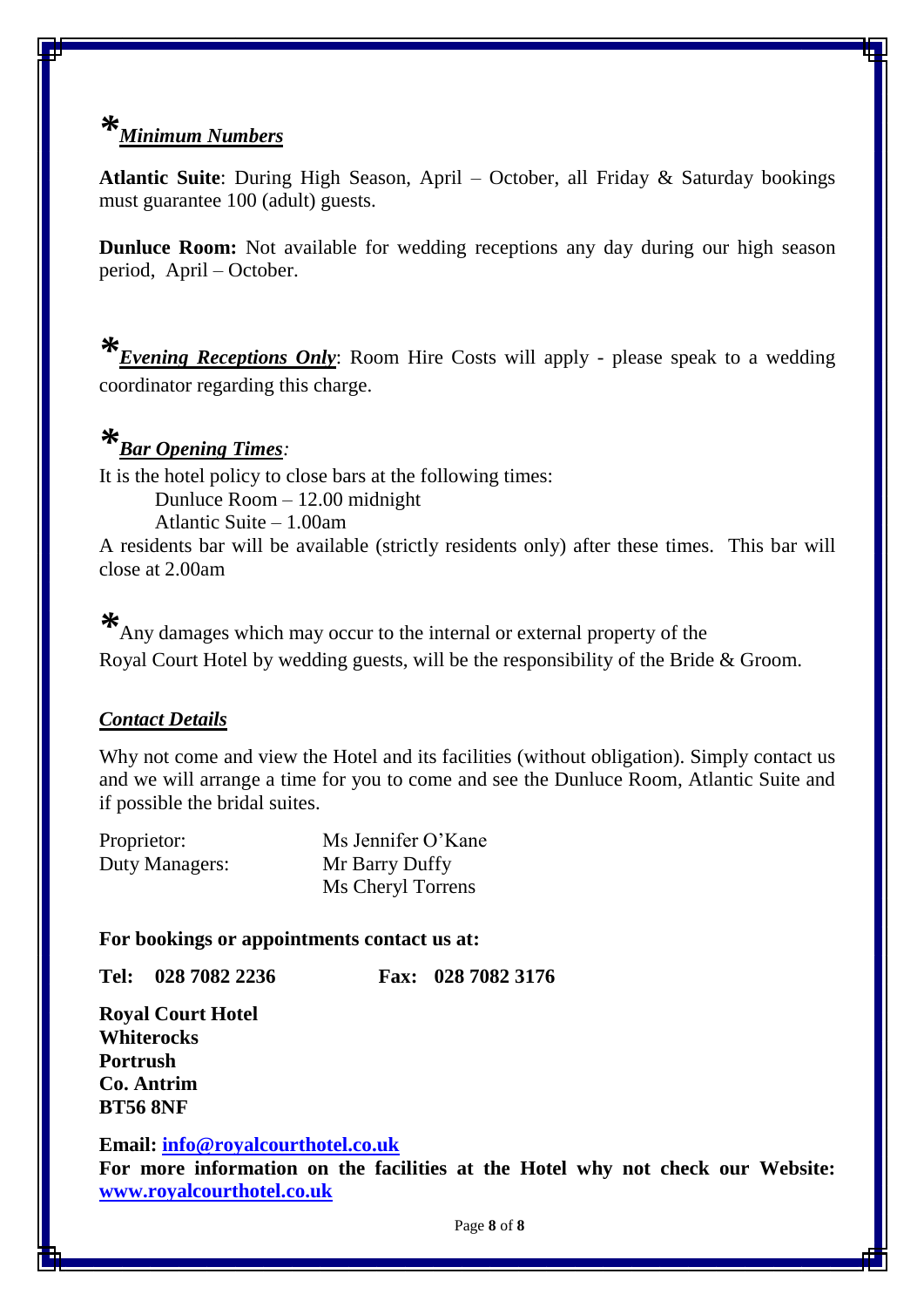## *<u>*Minimum Numbers*</u>

**Atlantic Suite**: During High Season, April – October, all Friday & Saturday bookings must guarantee 100 (adult) guests.

**Dunluce Room:** Not available for wedding receptions any day during our high season period, April – October.

***<u>Evening Receptions Only</u>***: Room Hire Costs will apply - please speak to a wedding coordinator regarding this charge.

***<u>Bar Opening Times</u>***:

It is the hotel policy to close bars at the following times:

Dunluce Room – 12.00 midnight
Atlantic Suite – 1.00am

A residents bar will be available (strictly residents only) after these times. This bar will close at 2.00am

*Any damages which may occur to the internal or external property of the Royal Court Hotel by wedding guests, will be the responsibility of the Bride & Groom.

### *<u>Contact Details</u>*

Why not come and view the Hotel and its facilities (without obligation). Simply contact us and we will arrange a time for you to come and see the Dunluce Room, Atlantic Suite and if possible the bridal suites.

| | |
|---|---|
| Proprietor: | Ms Jennifer O'Kane |
| Duty Managers: | Mr Barry Duffy |
| | Ms Cheryl Torrens |

**For bookings or appointments contact us at:**

**Tel: 028 7082 2236** **Fax: 028 7082 3176**

**Royal Court Hotel**
**Whiterocks**
**Portrush**
**Co. Antrim**
**BT56 8NF**

**Email: info@royalcourthotel.co.uk**
**For more information on the facilities at the Hotel why not check our Website: www.royalcourthotel.co.uk**